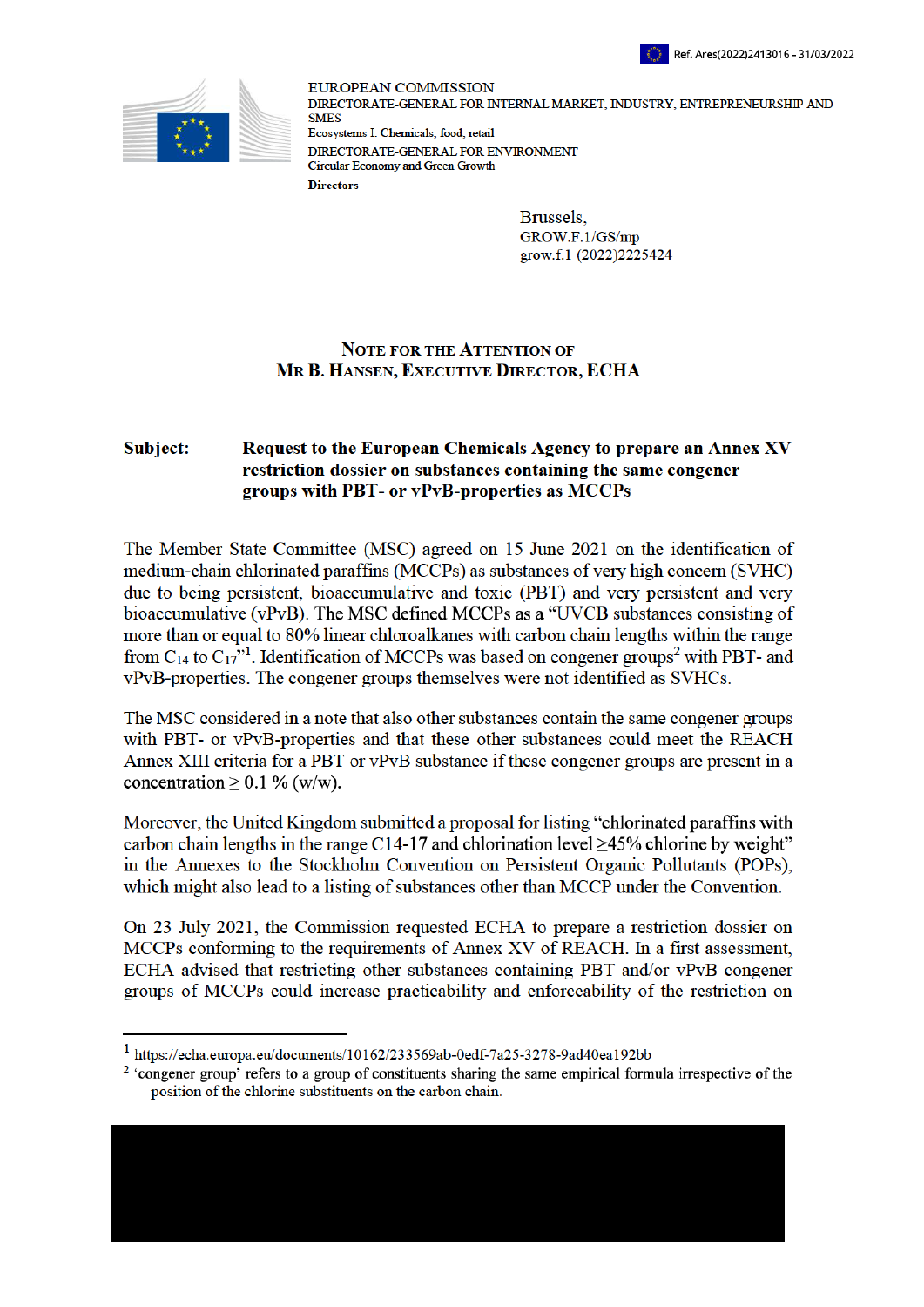Ref. Ares(2022)2413016 - 31/03/2022

EUROPEAN COMMISSION
DIRECTORATE-GENERAL FOR INTERNAL MARKET, INDUSTRY, ENTREPRENEURSHIP AND SMES
Ecosystems I: Chemicals, food, retail
DIRECTORATE-GENERAL FOR ENVIRONMENT
Circular Economy and Green Growth
**Directors**

Brussels,
GROW.F.1/GS/mp
grow.f.1 (2022)2225424

**NOTE FOR THE ATTENTION OF**
**MR B. HANSEN, EXECUTIVE DIRECTOR, ECHA**

**Subject: Request to the European Chemicals Agency to prepare an Annex XV restriction dossier on substances containing the same congener groups with PBT- or vPvB-properties as MCCPs**

The Member State Committee (MSC) agreed on 15 June 2021 on the identification of medium-chain chlorinated paraffins (MCCPs) as substances of very high concern (SVHC) due to being persistent, bioaccumulative and toxic (PBT) and very persistent and very bioaccumulative (vPvB). The MSC defined MCCPs as a "UVCB substances consisting of more than or equal to 80% linear chloroalkanes with carbon chain lengths within the range from $C_{14}$ to $C_{17}$"[1]. Identification of MCCPs was based on congener groups[2] with PBT- and vPvB-properties. The congener groups themselves were not identified as SVHCs.

The MSC considered in a note that also other substances contain the same congener groups with PBT- or vPvB-properties and that these other substances could meet the REACH Annex XIII criteria for a PBT or vPvB substance if these congener groups are present in a concentration $\geq$ 0.1 % (w/w).

Moreover, the United Kingdom submitted a proposal for listing "chlorinated paraffins with carbon chain lengths in the range C14-17 and chlorination level $\geq$45% chlorine by weight" in the Annexes to the Stockholm Convention on Persistent Organic Pollutants (POPs), which might also lead to a listing of substances other than MCCP under the Convention.

On 23 July 2021, the Commission requested ECHA to prepare a restriction dossier on MCCPs conforming to the requirements of Annex XV of REACH. In a first assessment, ECHA advised that restricting other substances containing PBT and/or vPvB congener groups of MCCPs could increase practicability and enforceability of the restriction on

---

[1] https://echa.europa.eu/documents/10162/233569ab-0edf-7a25-3278-9ad40ea192bb

[2] 'congener group' refers to a group of constituents sharing the same empirical formula irrespective of the position of the chlorine substituents on the carbon chain.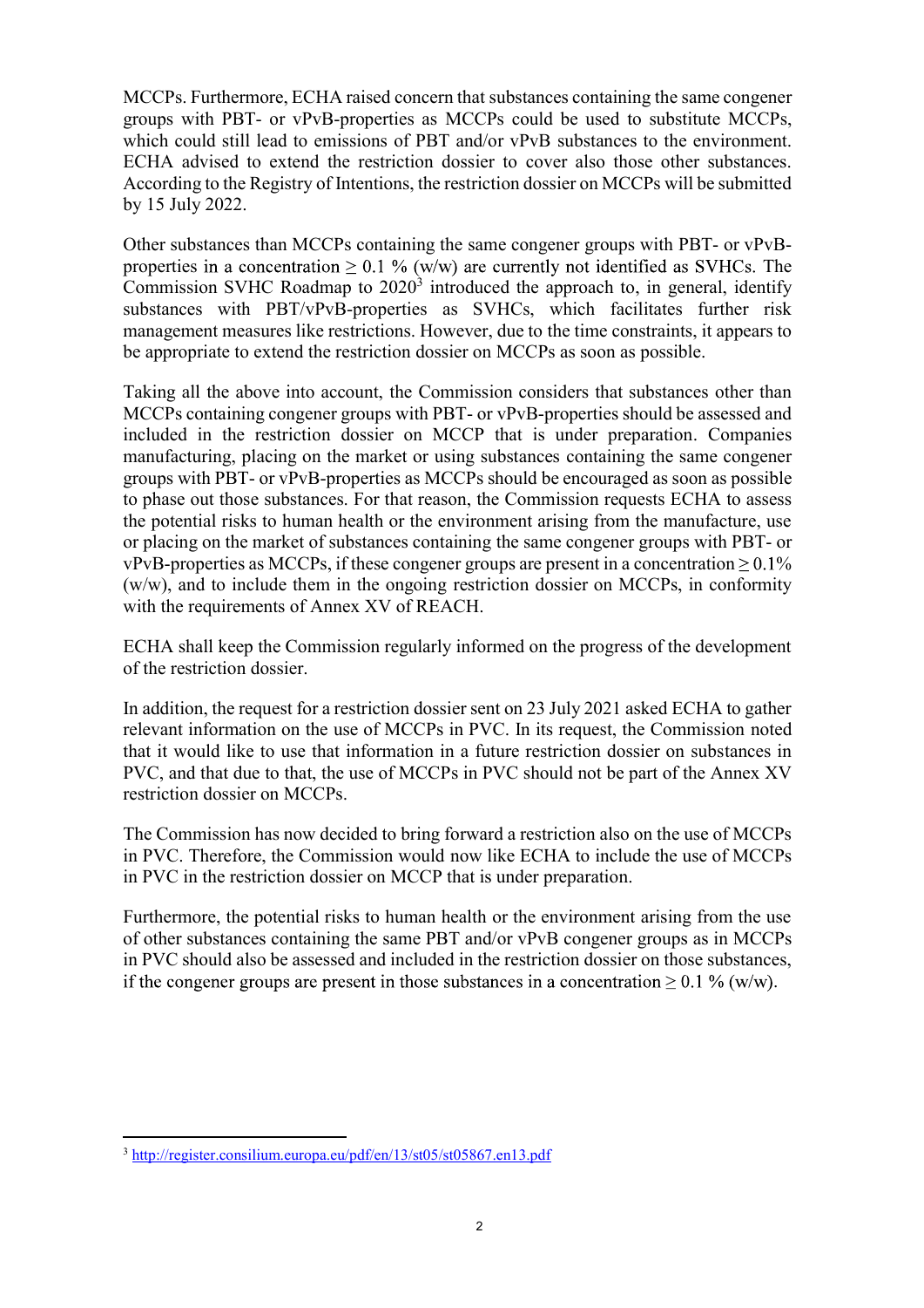MCCPs. Furthermore, ECHA raised concern that substances containing the same congener groups with PBT- or vPvB-properties as MCCPs could be used to substitute MCCPs, which could still lead to emissions of PBT and/or vPvB substances to the environment. ECHA advised to extend the restriction dossier to cover also those other substances. According to the Registry of Intentions, the restriction dossier on MCCPs will be submitted by 15 July 2022.

Other substances than MCCPs containing the same congener groups with PBT- or vPvB-properties in a concentration ≥ 0.1 % (w/w) are currently not identified as SVHCs. The Commission SVHC Roadmap to 2020[3] introduced the approach to, in general, identify substances with PBT/vPvB-properties as SVHCs, which facilitates further risk management measures like restrictions. However, due to the time constraints, it appears to be appropriate to extend the restriction dossier on MCCPs as soon as possible.

Taking all the above into account, the Commission considers that substances other than MCCPs containing congener groups with PBT- or vPvB-properties should be assessed and included in the restriction dossier on MCCP that is under preparation. Companies manufacturing, placing on the market or using substances containing the same congener groups with PBT- or vPvB-properties as MCCPs should be encouraged as soon as possible to phase out those substances. For that reason, the Commission requests ECHA to assess the potential risks to human health or the environment arising from the manufacture, use or placing on the market of substances containing the same congener groups with PBT- or vPvB-properties as MCCPs, if these congener groups are present in a concentration ≥ 0.1% (w/w), and to include them in the ongoing restriction dossier on MCCPs, in conformity with the requirements of Annex XV of REACH.

ECHA shall keep the Commission regularly informed on the progress of the development of the restriction dossier.

In addition, the request for a restriction dossier sent on 23 July 2021 asked ECHA to gather relevant information on the use of MCCPs in PVC. In its request, the Commission noted that it would like to use that information in a future restriction dossier on substances in PVC, and that due to that, the use of MCCPs in PVC should not be part of the Annex XV restriction dossier on MCCPs.

The Commission has now decided to bring forward a restriction also on the use of MCCPs in PVC. Therefore, the Commission would now like ECHA to include the use of MCCPs in PVC in the restriction dossier on MCCP that is under preparation.

Furthermore, the potential risks to human health or the environment arising from the use of other substances containing the same PBT and/or vPvB congener groups as in MCCPs in PVC should also be assessed and included in the restriction dossier on those substances, if the congener groups are present in those substances in a concentration ≥ 0.1 % (w/w).

---

[3] http://register.consilium.europa.eu/pdf/en/13/st05/st05867.en13.pdf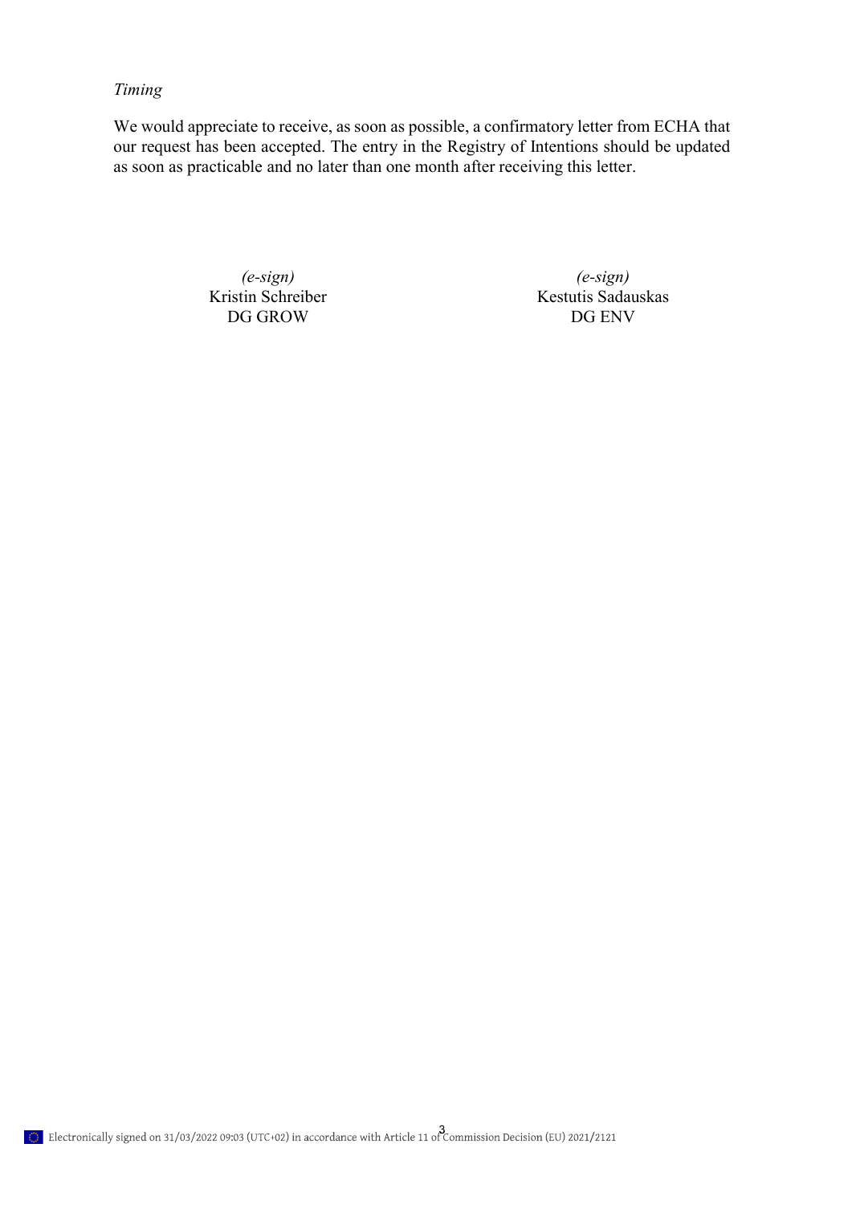*Timing*

We would appreciate to receive, as soon as possible, a confirmatory letter from ECHA that our request has been accepted. The entry in the Registry of Intentions should be updated as soon as practicable and no later than one month after receiving this letter.

*(e-sign)*
Kristin Schreiber
DG GROW

*(e-sign)*
Kestutis Sadauskas
DG ENV

Electronically signed on 31/03/2022 09:03 (UTC+02) in accordance with Article 11 of Commission Decision (EU) 2021/2121